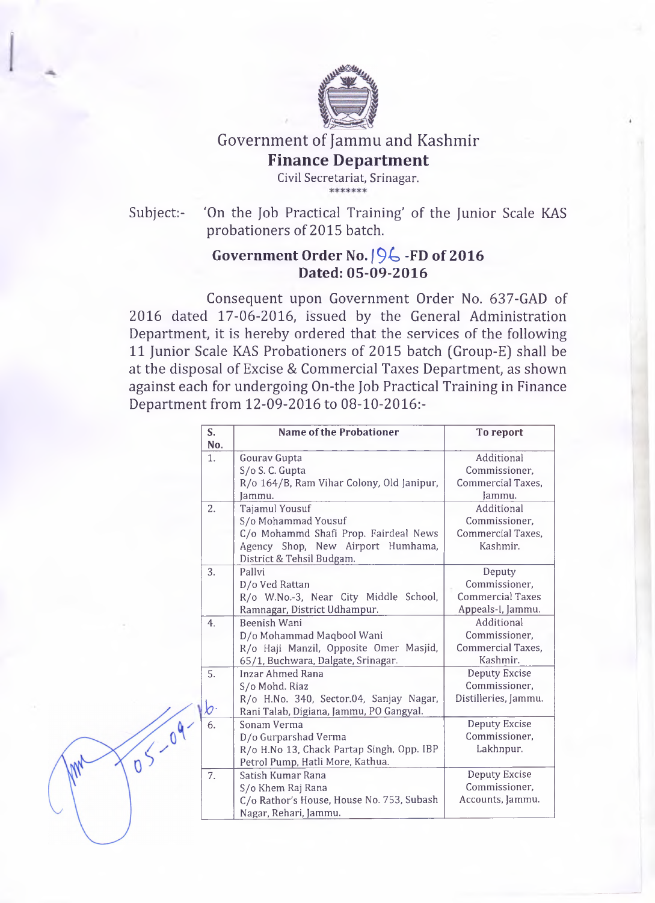# Government of Jammu and Kashmir

## Finance Department

Civil Secretariat, Srinagar.

\*\*\*\*\*\*\*

Subject:- 'On the Job Practical Training' of the Junior Scale KAS probationers of 2015 batch.

### Government Order No. 196 -FD of 2016
### Dated: 05-09-2016

Consequent upon Government Order No. 637-GAD of 2016 dated 17-06-2016, issued by the General Administration Department, it is hereby ordered that the services of the following 11 Junior Scale KAS Probationers of 2015 batch (Group-E) shall be at the disposal of Excise & Commercial Taxes Department, as shown against each for undergoing On-the Job Practical Training in Finance Department from 12-09-2016 to 08-10-2016:-

| S. No. | Name of the Probationer | To report |
|---|---|---|
| 1. | Gourav Gupta<br>S/o S. C. Gupta<br>R/o 164/B, Ram Vihar Colony, Old Janipur, Jammu. | Additional Commissioner, Commercial Taxes, Jammu. |
| 2. | Tajamul Yousuf<br>S/o Mohammad Yousuf<br>C/o Mohammd Shafi Prop. Fairdeal News Agency Shop, New Airport Humhama, District & Tehsil Budgam. | Additional Commissioner, Commercial Taxes, Kashmir. |
| 3. | Pallvi<br>D/o Ved Rattan<br>R/o W.No.-3, Near City Middle School, Ramnagar, District Udhampur. | Deputy Commissioner, Commercial Taxes Appeals-I, Jammu. |
| 4. | Beenish Wani<br>D/o Mohammad Maqbool Wani<br>R/o Haji Manzil, Opposite Omer Masjid, 65/1, Buchwara, Dalgate, Srinagar. | Additional Commissioner, Commercial Taxes, Kashmir. |
| 5. | Inzar Ahmed Rana<br>S/o Mohd. Riaz<br>R/o H.No. 340, Sector.04, Sanjay Nagar, Rani Talab, Digiana, Jammu, PO Gangyal. | Deputy Excise Commissioner, Distilleries, Jammu. |
| 6. | Sonam Verma<br>D/o Gurparshad Verma<br>R/o H.No 13, Chack Partap Singh, Opp. IBP Petrol Pump, Hatli More, Kathua. | Deputy Excise Commissioner, Lakhnpur. |
| 7. | Satish Kumar Rana<br>S/o Khem Raj Rana<br>C/o Rathor's House, House No. 753, Subash Nagar, Rehari, Jammu. | Deputy Excise Commissioner, Accounts, Jammu. |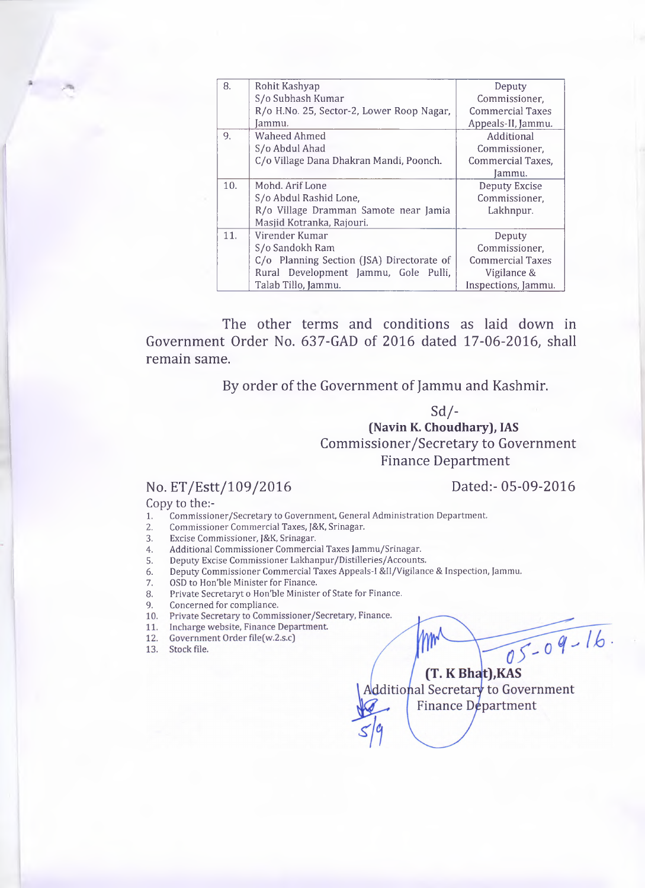| | | |
|---|---|---|
| 8. | Rohit Kashyap<br>S/o Subhash Kumar<br>R/o H.No. 25, Sector-2, Lower Roop Nagar, Jammu. | Deputy Commissioner, Commercial Taxes Appeals-II, Jammu. |
| 9. | Waheed Ahmed<br>S/o Abdul Ahad<br>C/o Village Dana Dhakran Mandi, Poonch. | Additional Commissioner, Commercial Taxes, Jammu. |
| 10. | Mohd. Arif Lone<br>S/o Abdul Rashid Lone,<br>R/o Village Dramman Samote near Jamia Masjid Kotranka, Rajouri. | Deputy Excise Commissioner, Lakhnpur. |
| 11. | Virender Kumar<br>S/o Sandokh Ram<br>C/o Planning Section (JSA) Directorate of Rural Development Jammu, Gole Pulli, Talab Tillo, Jammu. | Deputy Commissioner, Commercial Taxes Vigilance & Inspections, Jammu. |

The other terms and conditions as laid down in Government Order No. 637-GAD of 2016 dated 17-06-2016, shall remain same.

By order of the Government of Jammu and Kashmir.

Sd/-

**(Navin K. Choudhary), IAS**
Commissioner/Secretary to Government
Finance Department

No. ET/Estt/109/2016 Dated:- 05-09-2016

Copy to the:-

1. Commissioner/Secretary to Government, General Administration Department.
2. Commissioner Commercial Taxes, J&K, Srinagar.
3. Excise Commissioner, J&K, Srinagar.
4. Additional Commissioner Commercial Taxes Jammu/Srinagar.
5. Deputy Excise Commissioner Lakhanpur/Distilleries/Accounts.
6. Deputy Commissioner Commercial Taxes Appeals-I &II/Vigilance & Inspection, Jammu.
7. OSD to Hon'ble Minister for Finance.
8. Private Secretaryt o Hon'ble Minister of State for Finance.
9. Concerned for compliance.
10. Private Secretary to Commissioner/Secretary, Finance.
11. Incharge website, Finance Department.
12. Government Order file(w.2.s.c)
13. Stock file.

05-09-16.

**(T. K Bhat),KAS**
Additional Secretary to Government
Finance Department

5/9